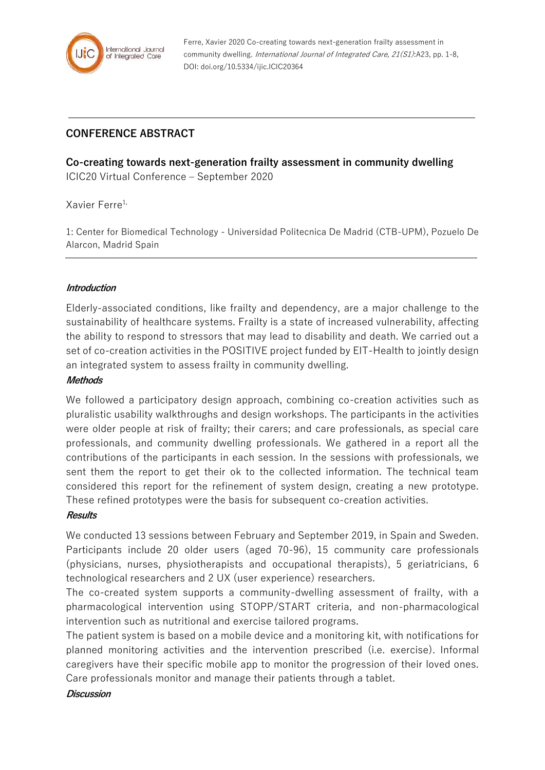Ferre, Xavier 2020 Co-creating towards next-generation frailty assessment in community dwelling. *International Journal of Integrated Care, 21(S1)*:A23, pp. 1-8, DOI: doi.org/10.5334/ijic.ICIC20364

## CONFERENCE ABSTRACT

**Co-creating towards next-generation frailty assessment in community dwelling**

ICIC20 Virtual Conference – September 2020

Xavier Ferre[1,]

1: Center for Biomedical Technology - Universidad Politecnica De Madrid (CTB-UPM), Pozuelo De Alarcon, Madrid Spain

***Introduction***

Elderly-associated conditions, like frailty and dependency, are a major challenge to the sustainability of healthcare systems. Frailty is a state of increased vulnerability, affecting the ability to respond to stressors that may lead to disability and death. We carried out a set of co-creation activities in the POSITIVE project funded by EIT-Health to jointly design an integrated system to assess frailty in community dwelling.

***Methods***

We followed a participatory design approach, combining co-creation activities such as pluralistic usability walkthroughs and design workshops. The participants in the activities were older people at risk of frailty; their carers; and care professionals, as special care professionals, and community dwelling professionals. We gathered in a report all the contributions of the participants in each session. In the sessions with professionals, we sent them the report to get their ok to the collected information. The technical team considered this report for the refinement of system design, creating a new prototype. These refined prototypes were the basis for subsequent co-creation activities.

***Results***

We conducted 13 sessions between February and September 2019, in Spain and Sweden. Participants include 20 older users (aged 70-96), 15 community care professionals (physicians, nurses, physiotherapists and occupational therapists), 5 geriatricians, 6 technological researchers and 2 UX (user experience) researchers.

The co-created system supports a community-dwelling assessment of frailty, with a pharmacological intervention using STOPP/START criteria, and non-pharmacological intervention such as nutritional and exercise tailored programs.

The patient system is based on a mobile device and a monitoring kit, with notifications for planned monitoring activities and the intervention prescribed (i.e. exercise). Informal caregivers have their specific mobile app to monitor the progression of their loved ones. Care professionals monitor and manage their patients through a tablet.

***Discussion***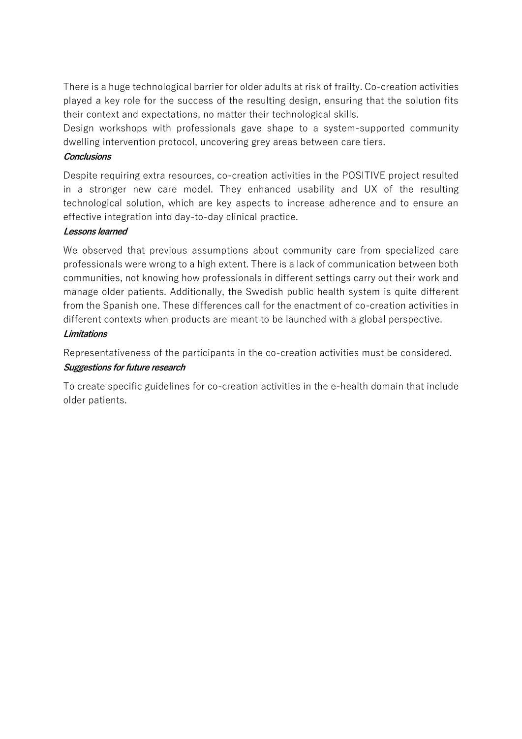There is a huge technological barrier for older adults at risk of frailty. Co-creation activities played a key role for the success of the resulting design, ensuring that the solution fits their context and expectations, no matter their technological skills.

Design workshops with professionals gave shape to a system-supported community dwelling intervention protocol, uncovering grey areas between care tiers.

***Conclusions***

Despite requiring extra resources, co-creation activities in the POSITIVE project resulted in a stronger new care model. They enhanced usability and UX of the resulting technological solution, which are key aspects to increase adherence and to ensure an effective integration into day-to-day clinical practice.

***Lessons learned***

We observed that previous assumptions about community care from specialized care professionals were wrong to a high extent. There is a lack of communication between both communities, not knowing how professionals in different settings carry out their work and manage older patients. Additionally, the Swedish public health system is quite different from the Spanish one. These differences call for the enactment of co-creation activities in different contexts when products are meant to be launched with a global perspective.

***Limitations***

Representativeness of the participants in the co-creation activities must be considered.

***Suggestions for future research***

To create specific guidelines for co-creation activities in the e-health domain that include older patients.